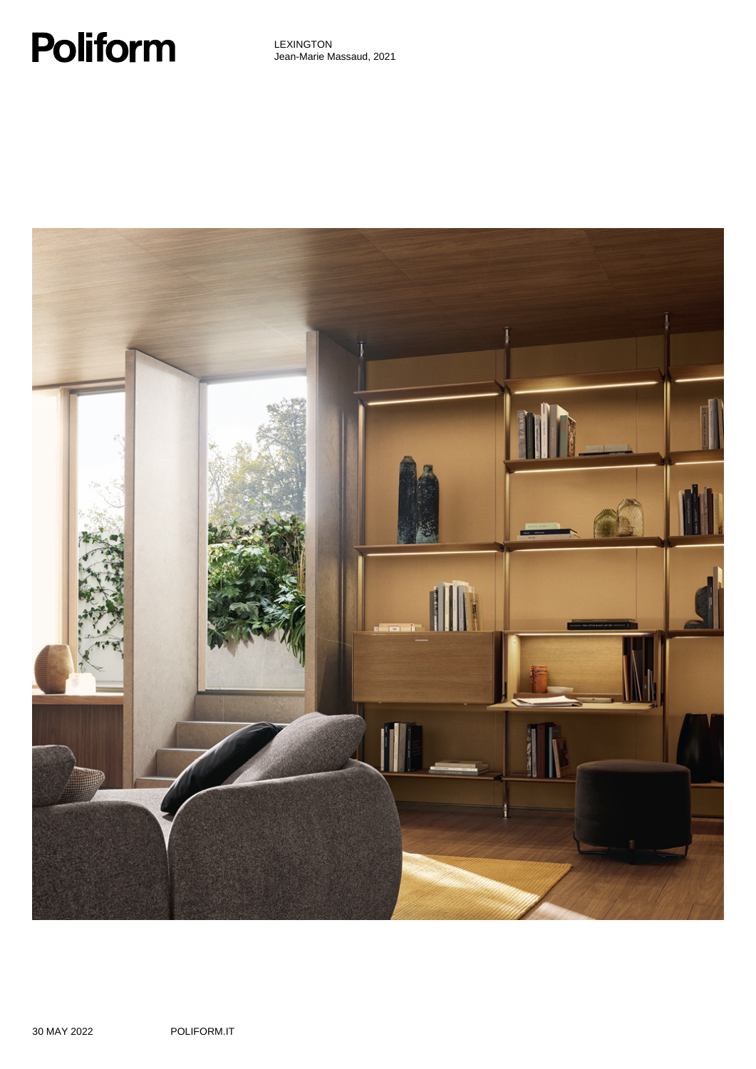# Poliform

LEXINGTON
Jean-Marie Massaud, 2021

30 MAY 2022

POLIFORM.IT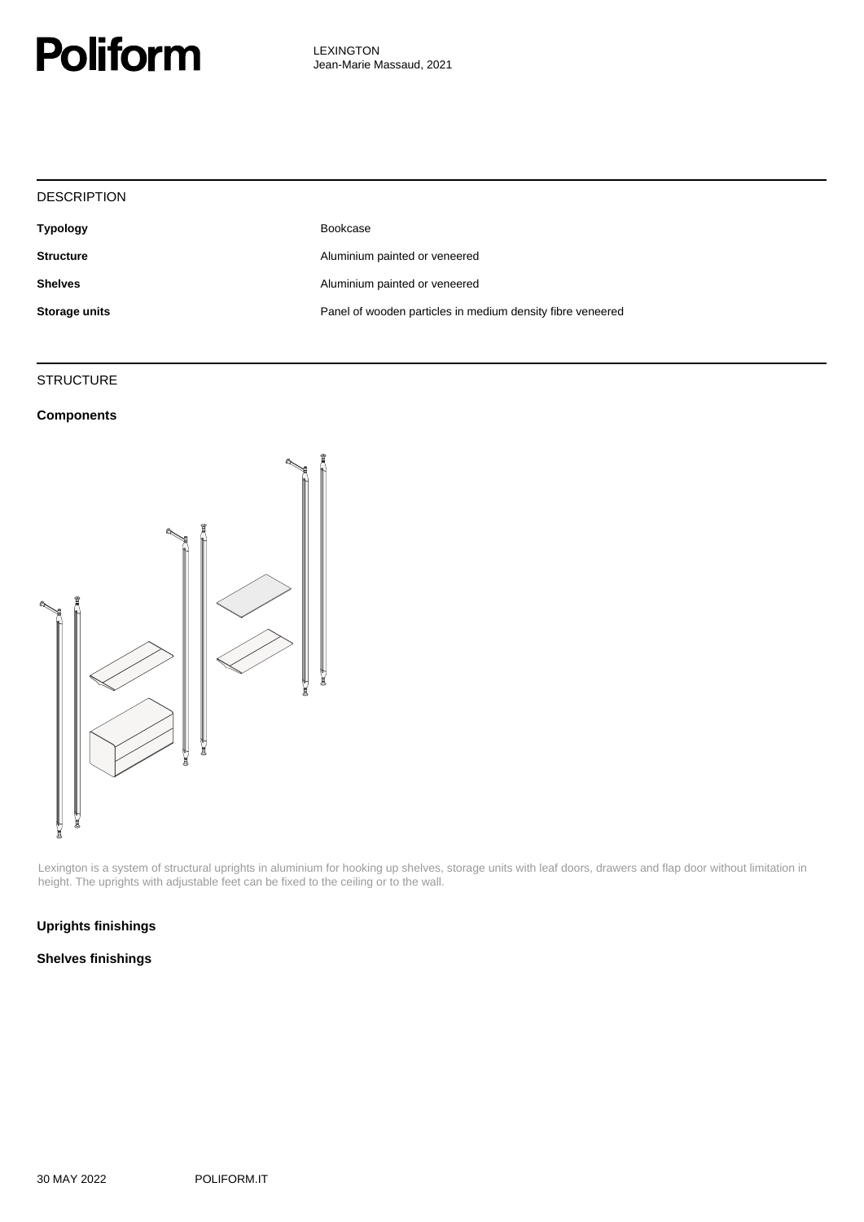# Poliform

LEXINGTON
Jean-Marie Massaud, 2021

## DESCRIPTION

| | |
|---|---|
| **Typology** | Bookcase |
| **Structure** | Aluminium painted or veneered |
| **Shelves** | Aluminium painted or veneered |
| **Storage units** | Panel of wooden particles in medium density fibre veneered |

## STRUCTURE

### Components

Lexington is a system of structural uprights in aluminium for hooking up shelves, storage units with leaf doors, drawers and flap door without limitation in height. The uprights with adjustable feet can be fixed to the ceiling or to the wall.

### Uprights finishings

### Shelves finishings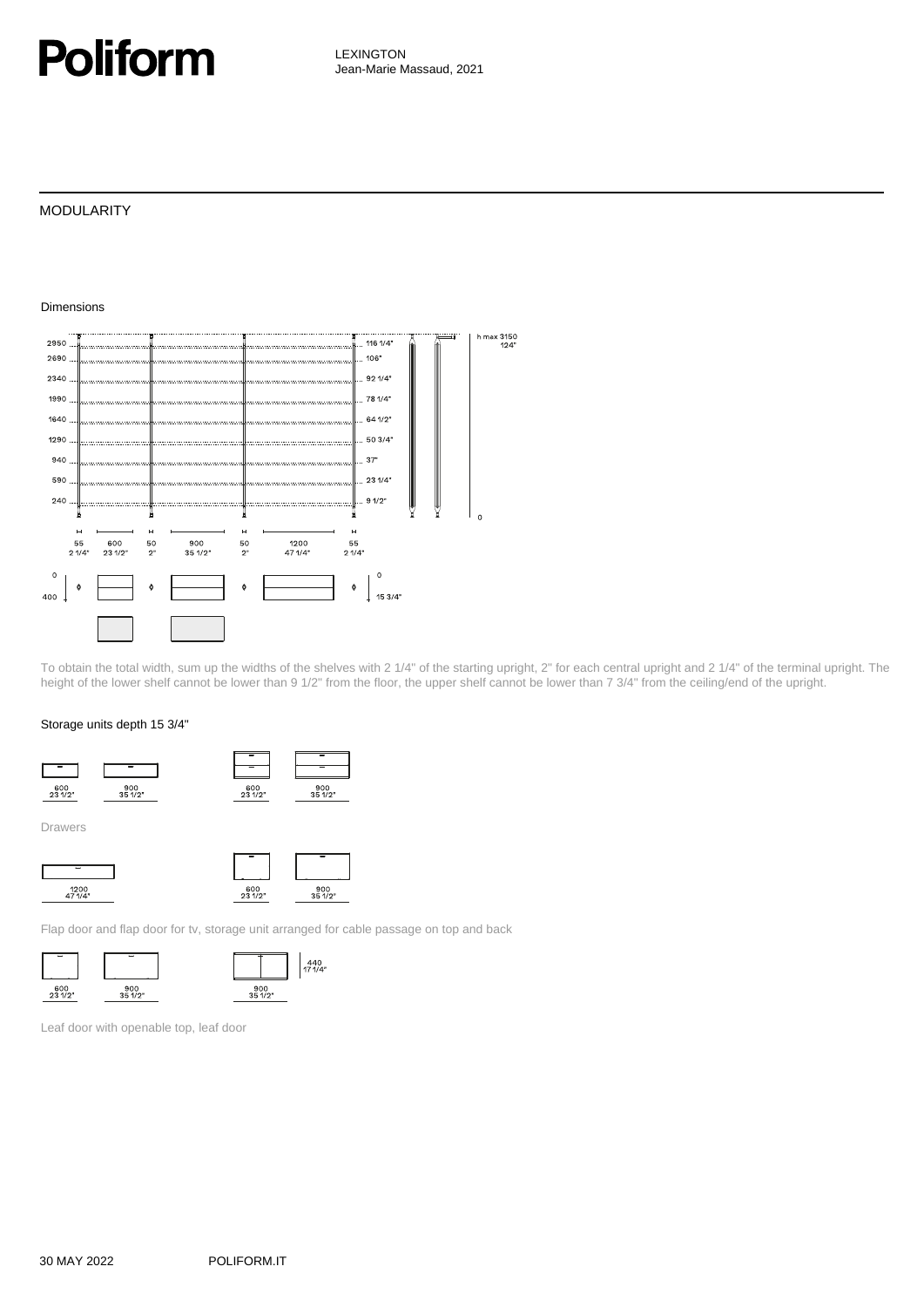# Poliform

LEXINGTON
Jean-Marie Massaud, 2021

## MODULARITY

### Dimensions

To obtain the total width, sum up the widths of the shelves with 2 1/4" of the starting upright, 2" for each central upright and 2 1/4" of the terminal upright. The height of the lower shelf cannot be lower than 9 1/2" from the floor, the upper shelf cannot be lower than 7 3/4" from the ceiling/end of the upright.

### Storage units depth 15 3/4"

Drawers

Flap door and flap door for tv, storage unit arranged for cable passage on top and back

Leaf door with openable top, leaf door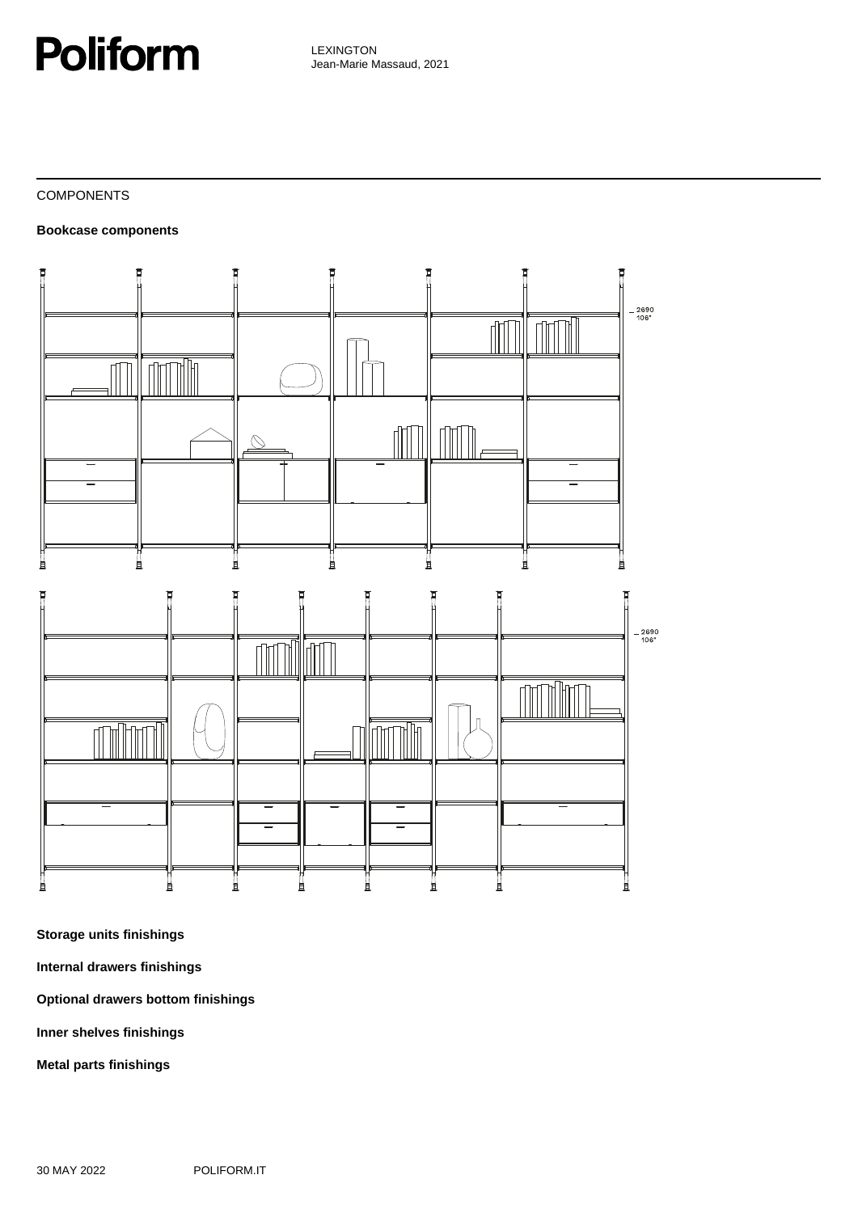COMPONENTS

**Bookcase components**

2690
106"

2690
106"

**Storage units finishings**

**Internal drawers finishings**

**Optional drawers bottom finishings**

**Inner shelves finishings**

**Metal parts finishings**